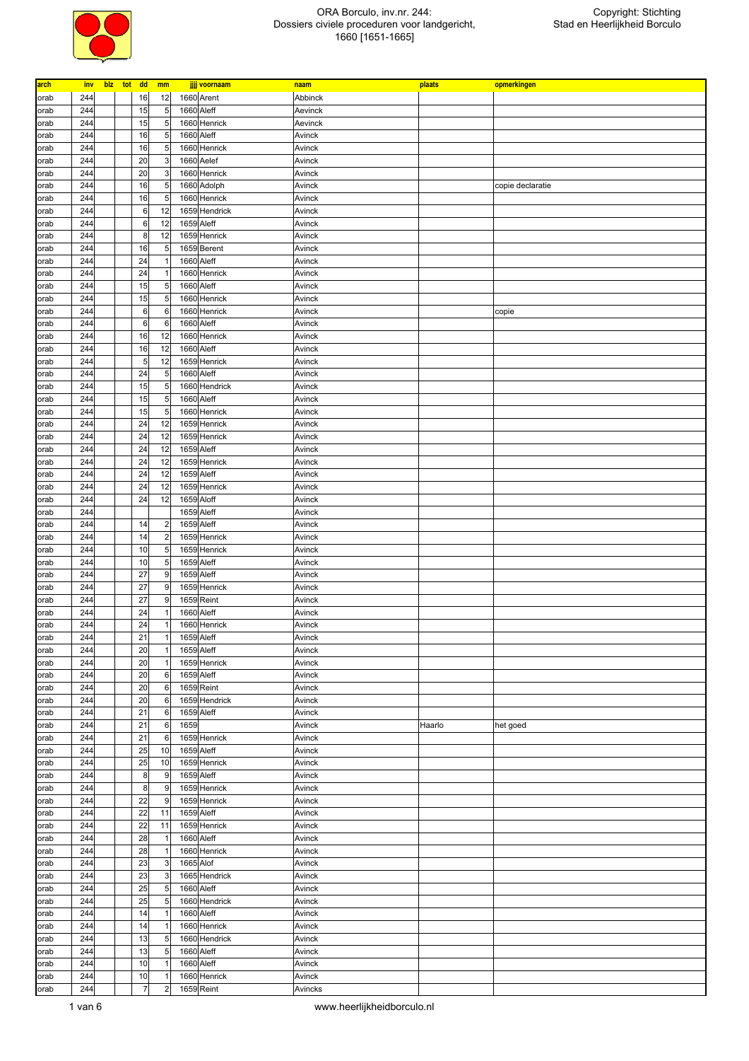# ORA Borculo, inv.nr. 244: Dossiers civiele proceduren voor landgericht, 1660 [1651-1665]

Copyright: Stichting Stad en Heerlijkheid Borculo

| arch | inv | blz | tot | dd | mm | jjjj | voornaam | naam | plaats | opmerkingen |
|---|---|---|---|---|---|---|---|---|---|---|
| orab | 244 | | | 16 | 12 | 1660 | Arent | Abbinck | | |
| orab | 244 | | | 15 | 5 | 1660 | Aleff | Aevinck | | |
| orab | 244 | | | 15 | 5 | 1660 | Henrick | Aevinck | | |
| orab | 244 | | | 16 | 5 | 1660 | Aleff | Avinck | | |
| orab | 244 | | | 16 | 5 | 1660 | Henrick | Avinck | | |
| orab | 244 | | | 20 | 3 | 1660 | Aelef | Avinck | | |
| orab | 244 | | | 20 | 3 | 1660 | Henrick | Avinck | | |
| orab | 244 | | | 16 | 5 | 1660 | Adolph | Avinck | | copie declaratie |
| orab | 244 | | | 16 | 5 | 1660 | Henrick | Avinck | | |
| orab | 244 | | | 6 | 12 | 1659 | Hendrick | Avinck | | |
| orab | 244 | | | 6 | 12 | 1659 | Aleff | Avinck | | |
| orab | 244 | | | 8 | 12 | 1659 | Henrick | Avinck | | |
| orab | 244 | | | 16 | 5 | 1659 | Berent | Avinck | | |
| orab | 244 | | | 24 | 1 | 1660 | Aleff | Avinck | | |
| orab | 244 | | | 24 | 1 | 1660 | Henrick | Avinck | | |
| orab | 244 | | | 15 | 5 | 1660 | Aleff | Avinck | | |
| orab | 244 | | | 15 | 5 | 1660 | Henrick | Avinck | | |
| orab | 244 | | | 6 | 6 | 1660 | Henrick | Avinck | | copie |
| orab | 244 | | | 6 | 6 | 1660 | Aleff | Avinck | | |
| orab | 244 | | | 16 | 12 | 1660 | Henrick | Avinck | | |
| orab | 244 | | | 16 | 12 | 1660 | Aleff | Avinck | | |
| orab | 244 | | | 5 | 12 | 1659 | Henrick | Avinck | | |
| orab | 244 | | | 24 | 5 | 1660 | Aleff | Avinck | | |
| orab | 244 | | | 15 | 5 | 1660 | Hendrick | Avinck | | |
| orab | 244 | | | 15 | 5 | 1660 | Aleff | Avinck | | |
| orab | 244 | | | 15 | 5 | 1660 | Henrick | Avinck | | |
| orab | 244 | | | 24 | 12 | 1659 | Henrick | Avinck | | |
| orab | 244 | | | 24 | 12 | 1659 | Henrick | Avinck | | |
| orab | 244 | | | 24 | 12 | 1659 | Aleff | Avinck | | |
| orab | 244 | | | 24 | 12 | 1659 | Henrick | Avinck | | |
| orab | 244 | | | 24 | 12 | 1659 | Aleff | Avinck | | |
| orab | 244 | | | 24 | 12 | 1659 | Henrick | Avinck | | |
| orab | 244 | | | 24 | 12 | 1659 | Aloff | Avinck | | |
| orab | 244 | | | | | 1659 | Aleff | Avinck | | |
| orab | 244 | | | 14 | 2 | 1659 | Aleff | Avinck | | |
| orab | 244 | | | 14 | 2 | 1659 | Henrick | Avinck | | |
| orab | 244 | | | 10 | 5 | 1659 | Henrick | Avinck | | |
| orab | 244 | | | 10 | 5 | 1659 | Aleff | Avinck | | |
| orab | 244 | | | 27 | 9 | 1659 | Aleff | Avinck | | |
| orab | 244 | | | 27 | 9 | 1659 | Henrick | Avinck | | |
| orab | 244 | | | 27 | 9 | 1659 | Reint | Avinck | | |
| orab | 244 | | | 24 | 1 | 1660 | Aleff | Avinck | | |
| orab | 244 | | | 24 | 1 | 1660 | Henrick | Avinck | | |
| orab | 244 | | | 21 | 1 | 1659 | Aleff | Avinck | | |
| orab | 244 | | | 20 | 1 | 1659 | Aleff | Avinck | | |
| orab | 244 | | | 20 | 1 | 1659 | Henrick | Avinck | | |
| orab | 244 | | | 20 | 6 | 1659 | Aleff | Avinck | | |
| orab | 244 | | | 20 | 6 | 1659 | Reint | Avinck | | |
| orab | 244 | | | 20 | 6 | 1659 | Hendrick | Avinck | | |
| orab | 244 | | | 21 | 6 | 1659 | Aleff | Avinck | | |
| orab | 244 | | | 21 | 6 | 1659 | | Avinck | Haarlo | het goed |
| orab | 244 | | | 21 | 6 | 1659 | Henrick | Avinck | | |
| orab | 244 | | | 25 | 10 | 1659 | Aleff | Avinck | | |
| orab | 244 | | | 25 | 10 | 1659 | Henrick | Avinck | | |
| orab | 244 | | | 8 | 9 | 1659 | Aleff | Avinck | | |
| orab | 244 | | | 8 | 9 | 1659 | Henrick | Avinck | | |
| orab | 244 | | | 22 | 9 | 1659 | Henrick | Avinck | | |
| orab | 244 | | | 22 | 11 | 1659 | Aleff | Avinck | | |
| orab | 244 | | | 22 | 11 | 1659 | Henrick | Avinck | | |
| orab | 244 | | | 28 | 1 | 1660 | Aleff | Avinck | | |
| orab | 244 | | | 28 | 1 | 1660 | Henrick | Avinck | | |
| orab | 244 | | | 23 | 3 | 1665 | Alof | Avinck | | |
| orab | 244 | | | 23 | 3 | 1665 | Hendrick | Avinck | | |
| orab | 244 | | | 25 | 5 | 1660 | Aleff | Avinck | | |
| orab | 244 | | | 25 | 5 | 1660 | Hendrick | Avinck | | |
| orab | 244 | | | 14 | 1 | 1660 | Aleff | Avinck | | |
| orab | 244 | | | 14 | 1 | 1660 | Henrick | Avinck | | |
| orab | 244 | | | 13 | 5 | 1660 | Hendrick | Avinck | | |
| orab | 244 | | | 13 | 5 | 1660 | Aleff | Avinck | | |
| orab | 244 | | | 10 | 1 | 1660 | Aleff | Avinck | | |
| orab | 244 | | | 10 | 1 | 1660 | Henrick | Avinck | | |
| orab | 244 | | | 7 | 2 | 1659 | Reint | Avincks | | |

www.heerlijkheidborculo.nl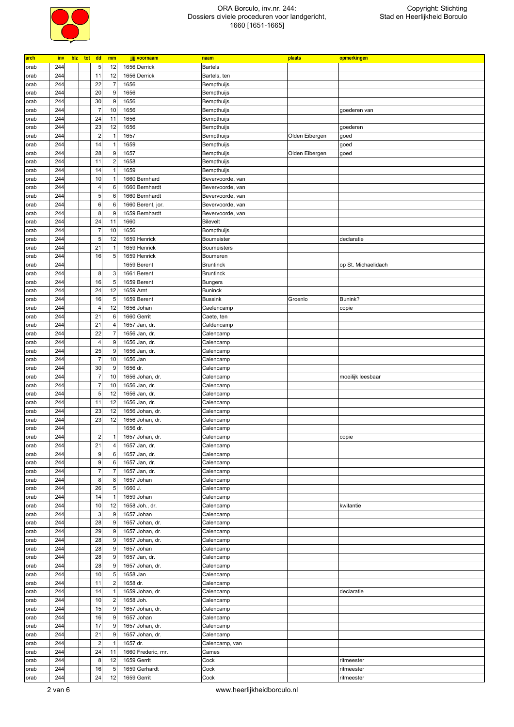| arch | inv | blz | tot | dd | mm | jjjj | voornaam | naam | plaats | opmerkingen |
|---|---|---|---|---|---|---|---|---|---|---|
| orab | 244 | | | 5 | 12 | 1656 | Derrick | Bartels | | |
| orab | 244 | | | 11 | 12 | 1656 | Derrick | Bartels, ten | | |
| orab | 244 | | | 22 | 7 | 1656 | | Bempthuijs | | |
| orab | 244 | | | 20 | 9 | 1656 | | Bempthuijs | | |
| orab | 244 | | | 30 | 9 | 1656 | | Bempthuijs | | |
| orab | 244 | | | 7 | 10 | 1656 | | Bempthuijs | | goederen van |
| orab | 244 | | | 24 | 11 | 1656 | | Bempthuijs | | |
| orab | 244 | | | 23 | 12 | 1656 | | Bempthuijs | | goederen |
| orab | 244 | | | 2 | 1 | 1657 | | Bempthuijs | Olden Eibergen | goed |
| orab | 244 | | | 14 | 1 | 1659 | | Bempthuijs | | goed |
| orab | 244 | | | 28 | 9 | 1657 | | Bempthuijs | Olden Eibergen | goed |
| orab | 244 | | | 11 | 2 | 1658 | | Bempthuijs | | |
| orab | 244 | | | 14 | 1 | 1659 | | Bempthuijs | | |
| orab | 244 | | | 10 | 1 | 1660 | Bernhard | Bevervoorde, van | | |
| orab | 244 | | | 4 | 6 | 1660 | Bernhardt | Bevervoorde, van | | |
| orab | 244 | | | 5 | 6 | 1660 | Bernhardt | Bevervoorde, van | | |
| orab | 244 | | | 6 | 6 | 1660 | Berent, jor. | Bevervoorde, van | | |
| orab | 244 | | | 8 | 9 | 1659 | Bernhardt | Bevervoorde, van | | |
| orab | 244 | | | 24 | 11 | 1660 | | Bilevelt | | |
| orab | 244 | | | 7 | 10 | 1656 | | Bompthuijs | | |
| orab | 244 | | | 5 | 12 | 1659 | Henrick | Boumeister | | declaratie |
| orab | 244 | | | 21 | 1 | 1659 | Henrick | Boumeisters | | |
| orab | 244 | | | 16 | 5 | 1659 | Henrick | Boumeren | | |
| orab | 244 | | | | | 1659 | Berent | Bruntinck | | op St. Michaelidach |
| orab | 244 | | | 8 | 3 | 1661 | Berent | Bruntinck | | |
| orab | 244 | | | 16 | 5 | 1659 | Berent | Bungers | | |
| orab | 244 | | | 24 | 12 | 1659 | Arnt | Buninck | | |
| orab | 244 | | | 16 | 5 | 1659 | Berent | Bussink | Groenlo | Bunink? |
| orab | 244 | | | 4 | 12 | 1656 | Johan | Caelencamp | | copie |
| orab | 244 | | | 21 | 6 | 1660 | Gerrit | Caete, ten | | |
| orab | 244 | | | 21 | 4 | 1657 | Jan, dr. | Caldencamp | | |
| orab | 244 | | | 22 | 7 | 1656 | Jan, dr. | Calencamp | | |
| orab | 244 | | | 4 | 9 | 1656 | Jan, dr. | Calencamp | | |
| orab | 244 | | | 25 | 9 | 1656 | Jan, dr. | Calencamp | | |
| orab | 244 | | | 7 | 10 | 1656 | Jan | Calencamp | | |
| orab | 244 | | | 30 | 9 | 1656 | dr. | Calencamp | | |
| orab | 244 | | | 7 | 10 | 1656 | Johan, dr. | Calencamp | | moeilijk leesbaar |
| orab | 244 | | | 7 | 10 | 1656 | Jan, dr. | Calencamp | | |
| orab | 244 | | | 5 | 12 | 1656 | Jan, dr. | Calencamp | | |
| orab | 244 | | | 11 | 12 | 1656 | Jan, dr. | Calencamp | | |
| orab | 244 | | | 23 | 12 | 1656 | Johan, dr. | Calencamp | | |
| orab | 244 | | | 23 | 12 | 1656 | Johan, dr. | Calencamp | | |
| orab | 244 | | | | | 1656 | dr. | Calencamp | | |
| orab | 244 | | | 2 | 1 | 1657 | Johan, dr. | Calencamp | | copie |
| orab | 244 | | | 21 | 4 | 1657 | Jan, dr. | Calencamp | | |
| orab | 244 | | | 9 | 6 | 1657 | Jan, dr. | Calencamp | | |
| orab | 244 | | | 9 | 6 | 1657 | Jan, dr. | Calencamp | | |
| orab | 244 | | | 7 | 7 | 1657 | Jan, dr. | Calencamp | | |
| orab | 244 | | | 8 | 8 | 1657 | Johan | Calencamp | | |
| orab | 244 | | | 26 | 5 | 1660 | J. | Calencamp | | |
| orab | 244 | | | 14 | 1 | 1659 | Johan | Calencamp | | |
| orab | 244 | | | 10 | 12 | 1658 | Joh., dr. | Calencamp | | kwitantie |
| orab | 244 | | | 3 | 9 | 1657 | Johan | Calencamp | | |
| orab | 244 | | | 28 | 9 | 1657 | Johan, dr. | Calencamp | | |
| orab | 244 | | | 29 | 9 | 1657 | Johan, dr. | Calencamp | | |
| orab | 244 | | | 28 | 9 | 1657 | Johan, dr. | Calencamp | | |
| orab | 244 | | | 28 | 9 | 1657 | Johan | Calencamp | | |
| orab | 244 | | | 28 | 9 | 1657 | Jan, dr. | Calencamp | | |
| orab | 244 | | | 28 | 9 | 1657 | Johan, dr. | Calencamp | | |
| orab | 244 | | | 10 | 5 | 1658 | Jan | Calencamp | | |
| orab | 244 | | | 11 | 2 | 1658 | dr. | Calencamp | | |
| orab | 244 | | | 14 | 1 | 1659 | Johan, dr. | Calencamp | | declaratie |
| orab | 244 | | | 10 | 2 | 1658 | Joh. | Calencamp | | |
| orab | 244 | | | 15 | 9 | 1657 | Johan, dr. | Calencamp | | |
| orab | 244 | | | 16 | 9 | 1657 | Johan | Calencamp | | |
| orab | 244 | | | 17 | 9 | 1657 | Johan, dr. | Calencamp | | |
| orab | 244 | | | 21 | 9 | 1657 | Johan, dr. | Calencamp | | |
| orab | 244 | | | 2 | 1 | 1657 | dr. | Calencamp, van | | |
| orab | 244 | | | 24 | 11 | 1660 | Frederic, mr. | Cames | | |
| orab | 244 | | | 8 | 12 | 1659 | Gerrit | Cock | | ritmeester |
| orab | 244 | | | 16 | 5 | 1659 | Gerhardt | Cock | | ritmeester |
| orab | 244 | | | 24 | 12 | 1659 | Gerrit | Cock | | ritmeester |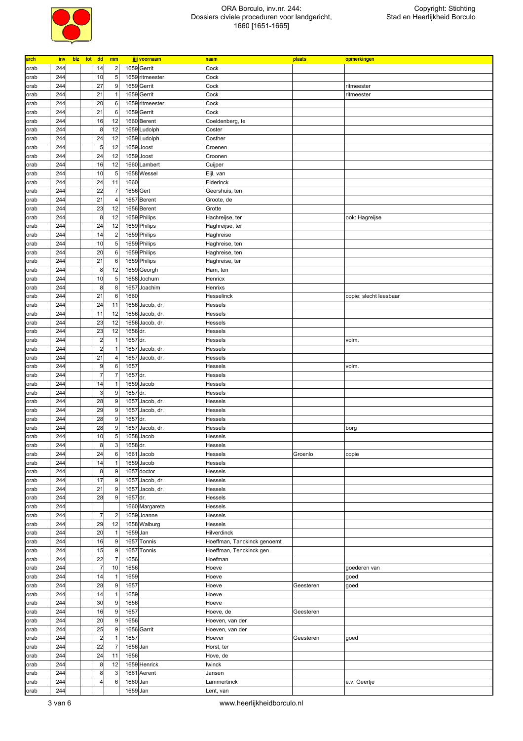# ORA Borculo, inv.nr. 244: Dossiers civiele proceduren voor landgericht, 1660 [1651-1665]

Copyright: Stichting Stad en Heerlijkheid Borculo

| arch | inv | blz | tot | dd | mm | jjjj | voornaam | naam | plaats | opmerkingen |
|---|---|---|---|---|---|---|---|---|---|---|
| orab | 244 | | | 14 | 2 | 1659 | Gerrit | Cock | | |
| orab | 244 | | | 10 | 5 | 1659 | ritmeester | Cock | | |
| orab | 244 | | | 27 | 9 | 1659 | Gerrit | Cock | | ritmeester |
| orab | 244 | | | 21 | 1 | 1659 | Gerrit | Cock | | ritmeester |
| orab | 244 | | | 20 | 6 | 1659 | ritmeester | Cock | | |
| orab | 244 | | | 21 | 6 | 1659 | Gerrit | Cock | | |
| orab | 244 | | | 16 | 12 | 1660 | Berent | Coeldenberg, te | | |
| orab | 244 | | | 8 | 12 | 1659 | Ludolph | Coster | | |
| orab | 244 | | | 24 | 12 | 1659 | Ludolph | Costher | | |
| orab | 244 | | | 5 | 12 | 1659 | Joost | Croenen | | |
| orab | 244 | | | 24 | 12 | 1659 | Joost | Croonen | | |
| orab | 244 | | | 16 | 12 | 1660 | Lambert | Cuijper | | |
| orab | 244 | | | 10 | 5 | 1658 | Wessel | Eijl, van | | |
| orab | 244 | | | 24 | 11 | 1660 | | Elderinck | | |
| orab | 244 | | | 22 | 7 | 1656 | Gert | Geershuis, ten | | |
| orab | 244 | | | 21 | 4 | 1657 | Berent | Groote, de | | |
| orab | 244 | | | 23 | 12 | 1656 | Berent | Grotte | | |
| orab | 244 | | | 8 | 12 | 1659 | Philips | Hachreijse, ter | | ook: Hagreijse |
| orab | 244 | | | 24 | 12 | 1659 | Philips | Haghreijse, ter | | |
| orab | 244 | | | 14 | 2 | 1659 | Philips | Haghreise | | |
| orab | 244 | | | 10 | 5 | 1659 | Philips | Haghreise, ten | | |
| orab | 244 | | | 20 | 6 | 1659 | Philips | Haghreise, ten | | |
| orab | 244 | | | 21 | 6 | 1659 | Philips | Haghreise, ter | | |
| orab | 244 | | | 8 | 12 | 1659 | Georgh | Ham, ten | | |
| orab | 244 | | | 10 | 5 | 1658 | Jochum | Henricx | | |
| orab | 244 | | | 8 | 8 | 1657 | Joachim | Henrixs | | |
| orab | 244 | | | 21 | 6 | 1660 | | Hesselinck | | copie; slecht leesbaar |
| orab | 244 | | | 24 | 11 | 1656 | Jacob, dr. | Hessels | | |
| orab | 244 | | | 11 | 12 | 1656 | Jacob, dr. | Hessels | | |
| orab | 244 | | | 23 | 12 | 1656 | Jacob, dr. | Hessels | | |
| orab | 244 | | | 23 | 12 | 1656 | dr. | Hessels | | |
| orab | 244 | | | 2 | 1 | 1657 | dr. | Hessels | | volm. |
| orab | 244 | | | 2 | 1 | 1657 | Jacob, dr. | Hessels | | |
| orab | 244 | | | 21 | 4 | 1657 | Jacob, dr. | Hessels | | |
| orab | 244 | | | 9 | 6 | 1657 | | Hessels | | volm. |
| orab | 244 | | | 7 | 7 | 1657 | dr. | Hessels | | |
| orab | 244 | | | 14 | 1 | 1659 | Jacob | Hessels | | |
| orab | 244 | | | 3 | 9 | 1657 | dr. | Hessels | | |
| orab | 244 | | | 28 | 9 | 1657 | Jacob, dr. | Hessels | | |
| orab | 244 | | | 29 | 9 | 1657 | Jacob, dr. | Hessels | | |
| orab | 244 | | | 28 | 9 | 1657 | dr. | Hessels | | |
| orab | 244 | | | 28 | 9 | 1657 | Jacob, dr. | Hessels | | borg |
| orab | 244 | | | 10 | 5 | 1658 | Jacob | Hessels | | |
| orab | 244 | | | 8 | 3 | 1658 | dr. | Hessels | | |
| orab | 244 | | | 24 | 6 | 1661 | Jacob | Hessels | Groenlo | copie |
| orab | 244 | | | 14 | 1 | 1659 | Jacob | Hessels | | |
| orab | 244 | | | 8 | 9 | 1657 | doctor | Hessels | | |
| orab | 244 | | | 17 | 9 | 1657 | Jacob, dr. | Hessels | | |
| orab | 244 | | | 21 | 9 | 1657 | Jacob, dr. | Hessels | | |
| orab | 244 | | | 28 | 9 | 1657 | dr. | Hessels | | |
| orab | 244 | | | | | 1660 | Margareta | Hessels | | |
| orab | 244 | | | 7 | 2 | 1659 | Joanne | Hessels | | |
| orab | 244 | | | 29 | 12 | 1658 | Walburg | Hessels | | |
| orab | 244 | | | 20 | 1 | 1659 | Jan | Hilverdinck | | |
| orab | 244 | | | 16 | 9 | 1657 | Tonnis | Hoeffman, Tanckinck genoemt | | |
| orab | 244 | | | 15 | 9 | 1657 | Tonnis | Hoeffman, Tenckinck gen. | | |
| orab | 244 | | | 22 | 7 | 1656 | | Hoefman | | |
| orab | 244 | | | 7 | 10 | 1656 | | Hoeve | | goederen van |
| orab | 244 | | | 14 | 1 | 1659 | | Hoeve | | goed |
| orab | 244 | | | 28 | 9 | 1657 | | Hoeve | Geesteren | goed |
| orab | 244 | | | 14 | 1 | 1659 | | Hoeve | | |
| orab | 244 | | | 30 | 9 | 1656 | | Hoeve | | |
| orab | 244 | | | 16 | 9 | 1657 | | Hoeve, de | Geesteren | |
| orab | 244 | | | 20 | 9 | 1656 | | Hoeven, van der | | |
| orab | 244 | | | 25 | 9 | 1656 | Garrit | Hoeven, van der | | |
| orab | 244 | | | 2 | 1 | 1657 | | Hoever | Geesteren | goed |
| orab | 244 | | | 22 | 7 | 1656 | Jan | Horst, ter | | |
| orab | 244 | | | 24 | 11 | 1656 | | Hove, de | | |
| orab | 244 | | | 8 | 12 | 1659 | Henrick | Iwinck | | |
| orab | 244 | | | 8 | 3 | 1661 | Aerent | Jansen | | |
| orab | 244 | | | 4 | 6 | 1660 | Jan | Lammertinck | | e.v. Geertje |
| orab | 244 | | | | | 1659 | Jan | Lent, van | | |

www.heerlijkheidborculo.nl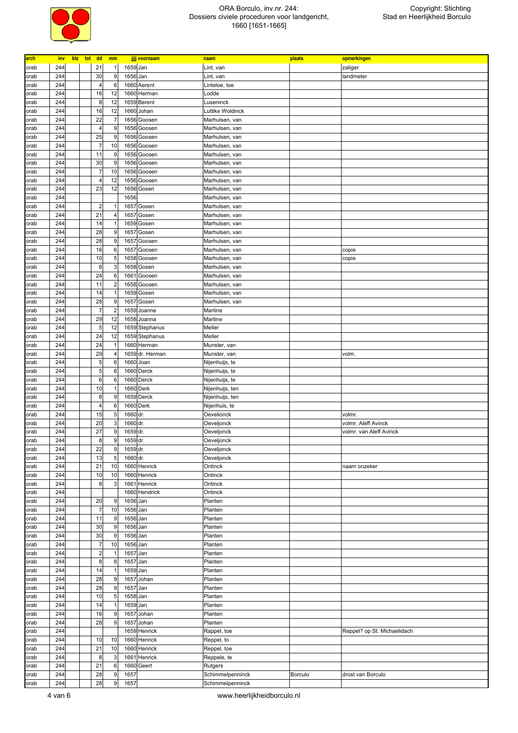| arch | inv | blz | tot | dd | mm | jjjj | voornaam | naam | plaats | opmerkingen |
|---|---|---|---|---|---|---|---|---|---|---|
| orab | 244 | | | 21 | 1 | 1659 | Jan | Lint, van | | zaliger |
| orab | 244 | | | 30 | 9 | 1656 | Jan | Lint, van | | landmeter |
| orab | 244 | | | 4 | 6 | 1660 | Aerent | Linteloe, toe | | |
| orab | 244 | | | 16 | 12 | 1660 | Herman | Lodde | | |
| orab | 244 | | | 8 | 12 | 1659 | Berent | Luseninck | | |
| orab | 244 | | | 16 | 12 | 1660 | Johan | Luttike Woldinck | | |
| orab | 244 | | | 22 | 7 | 1656 | Goosen | Marhulsen, van | | |
| orab | 244 | | | 4 | 9 | 1656 | Goosen | Marhulsen, van | | |
| orab | 244 | | | 25 | 9 | 1656 | Goosen | Marhulsen, van | | |
| orab | 244 | | | 7 | 10 | 1656 | Goosen | Marhulsen, van | | |
| orab | 244 | | | 11 | 9 | 1656 | Goosen | Marhulsen, van | | |
| orab | 244 | | | 30 | 9 | 1656 | Goosen | Marhulsen, van | | |
| orab | 244 | | | 7 | 10 | 1656 | Goosen | Marhulsen, van | | |
| orab | 244 | | | 4 | 12 | 1656 | Goosen | Marhulsen, van | | |
| orab | 244 | | | 23 | 12 | 1656 | Gosen | Marhulsen, van | | |
| orab | 244 | | | | | 1656 | | Marhulsen, van | | |
| orab | 244 | | | 2 | 1 | 1657 | Gosen | Marhulsen, van | | |
| orab | 244 | | | 21 | 4 | 1657 | Gosen | Marhulsen, van | | |
| orab | 244 | | | 14 | 1 | 1659 | Gosen | Marhulsen, van | | |
| orab | 244 | | | 28 | 9 | 1657 | Gosen | Marhulsen, van | | |
| orab | 244 | | | 28 | 9 | 1657 | Goosen | Marhulsen, van | | |
| orab | 244 | | | 16 | 6 | 1657 | Goosen | Marhulsen, van | | copie |
| orab | 244 | | | 10 | 5 | 1658 | Goosen | Marhulsen, van | | copie |
| orab | 244 | | | 8 | 3 | 1658 | Gosen | Marhulsen, van | | |
| orab | 244 | | | 24 | 6 | 1661 | Goosen | Marhulsen, van | | |
| orab | 244 | | | 11 | 2 | 1658 | Goosen | Marhulsen, van | | |
| orab | 244 | | | 14 | 1 | 1659 | Gosen | Marhulsen, van | | |
| orab | 244 | | | 28 | 9 | 1657 | Gosen | Marhulsen, van | | |
| orab | 244 | | | 7 | 2 | 1659 | Joanne | Martine | | |
| orab | 244 | | | 29 | 12 | 1658 | Joanna | Martine | | |
| orab | 244 | | | 5 | 12 | 1659 | Stephanus | Meller | | |
| orab | 244 | | | 24 | 12 | 1659 | Stephanus | Meller | | |
| orab | 244 | | | 24 | 1 | 1660 | Herman | Munster, van | | |
| orab | 244 | | | 29 | 4 | 1659 | dr. Herman | Munster, van | | volm. |
| orab | 244 | | | 5 | 6 | 1660 | Joan | Nijenhuijs, te | | |
| orab | 244 | | | 5 | 6 | 1660 | Derck | Nijenhuijs, te | | |
| orab | 244 | | | 6 | 6 | 1660 | Derck | Nijenhuijs, te | | |
| orab | 244 | | | 10 | 1 | 1660 | Derk | Nijenhuijs, ten | | |
| orab | 244 | | | 8 | 9 | 1659 | Derck | Nijenhuijs, ten | | |
| orab | 244 | | | 4 | 6 | 1660 | Derk | Nijenhuis, te | | |
| orab | 244 | | | 15 | 5 | 1660 | dr. | Oevelionck | | volmr. |
| orab | 244 | | | 20 | 3 | 1660 | dr. | Oeveljonck | | volmr. Aleff Avinck |
| orab | 244 | | | 27 | 9 | 1659 | dr. | Oeveljonck | | volmr. van Aleff Avinck |
| orab | 244 | | | 8 | 9 | 1659 | dr. | Oeveljonck | | |
| orab | 244 | | | 22 | 9 | 1659 | dr. | Oeveljonck | | |
| orab | 244 | | | 13 | 5 | 1660 | dr. | Oeveljonck | | |
| orab | 244 | | | 21 | 10 | 1660 | Henrick | Ontinck | | naam onzeker |
| orab | 244 | | | 10 | 10 | 1660 | Henrick | Ontinck | | |
| orab | 244 | | | 8 | 3 | 1661 | Henrick | Ontinck | | |
| orab | 244 | | | | | 1660 | Hendrick | Ontinck | | |
| orab | 244 | | | 20 | 9 | 1656 | Jan | Planten | | |
| orab | 244 | | | 7 | 10 | 1656 | Jan | Planten | | |
| orab | 244 | | | 11 | 9 | 1656 | Jan | Planten | | |
| orab | 244 | | | 30 | 9 | 1656 | Jan | Planten | | |
| orab | 244 | | | 30 | 9 | 1656 | Jan | Planten | | |
| orab | 244 | | | 7 | 10 | 1656 | Jan | Planten | | |
| orab | 244 | | | 2 | 1 | 1657 | Jan | Planten | | |
| orab | 244 | | | 8 | 8 | 1657 | Jan | Planten | | |
| orab | 244 | | | 14 | 1 | 1659 | Jan | Planten | | |
| orab | 244 | | | 28 | 9 | 1657 | Johan | Planten | | |
| orab | 244 | | | 28 | 9 | 1657 | Jan | Planten | | |
| orab | 244 | | | 10 | 5 | 1658 | Jan | Planten | | |
| orab | 244 | | | 14 | 1 | 1659 | Jan | Planten | | |
| orab | 244 | | | 16 | 9 | 1657 | Johan | Planten | | |
| orab | 244 | | | 28 | 9 | 1657 | Johan | Planten | | |
| orab | 244 | | | | | 1659 | Henrick | Rappel, toe | | Reppel? op St. Michaelidach |
| orab | 244 | | | 10 | 10 | 1660 | Henrick | Reppel, to | | |
| orab | 244 | | | 21 | 10 | 1660 | Henrick | Reppel, toe | | |
| orab | 244 | | | 8 | 3 | 1661 | Henrick | Reppele, te | | |
| orab | 244 | | | 21 | 6 | 1660 | Geert | Rutgers | | |
| orab | 244 | | | 28 | 9 | 1657 | | Schimmelpenninck | Borculo | drost van Borculo |
| orab | 244 | | | 28 | 9 | 1657 | | Schimmelpenninck | | |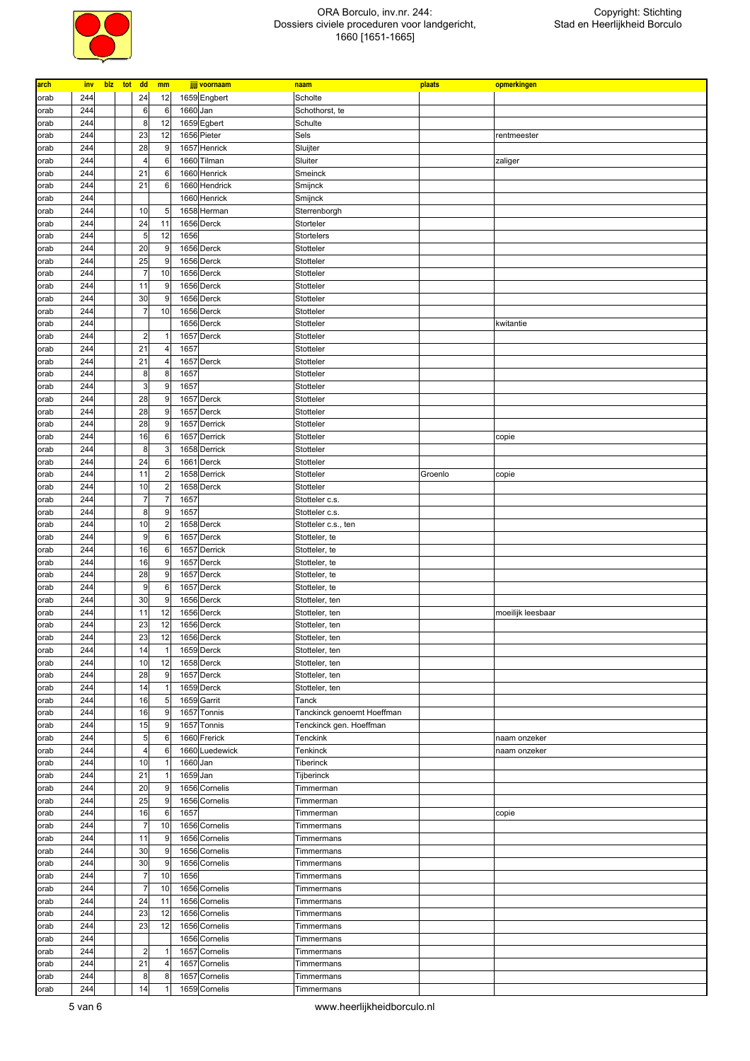| arch | inv | blz | tot | dd | mm | jjjj | voornaam | naam | plaats | opmerkingen |
|---|---|---|---|---|---|---|---|---|---|---|
| orab | 244 | | | 24 | 12 | 1659 | Engbert | Scholte | | |
| orab | 244 | | | 6 | 6 | 1660 | Jan | Schothorst, te | | |
| orab | 244 | | | 8 | 12 | 1659 | Egbert | Schulte | | |
| orab | 244 | | | 23 | 12 | 1656 | Pieter | Sels | | rentmeester |
| orab | 244 | | | 28 | 9 | 1657 | Henrick | Sluijter | | |
| orab | 244 | | | 4 | 6 | 1660 | Tilman | Sluiter | | zaliger |
| orab | 244 | | | 21 | 6 | 1660 | Henrick | Smeinck | | |
| orab | 244 | | | 21 | 6 | 1660 | Hendrick | Smijnck | | |
| orab | 244 | | | | | 1660 | Henrick | Smijnck | | |
| orab | 244 | | | 10 | 5 | 1658 | Herman | Sterrenborgh | | |
| orab | 244 | | | 24 | 11 | 1656 | Derck | Storteler | | |
| orab | 244 | | | 5 | 12 | 1656 | | Stortelers | | |
| orab | 244 | | | 20 | 9 | 1656 | Derck | Stotteler | | |
| orab | 244 | | | 25 | 9 | 1656 | Derck | Stotteler | | |
| orab | 244 | | | 7 | 10 | 1656 | Derck | Stotteler | | |
| orab | 244 | | | 11 | 9 | 1656 | Derck | Stotteler | | |
| orab | 244 | | | 30 | 9 | 1656 | Derck | Stotteler | | |
| orab | 244 | | | 7 | 10 | 1656 | Derck | Stotteler | | |
| orab | 244 | | | | | 1656 | Derck | Stotteler | | kwitantie |
| orab | 244 | | | 2 | 1 | 1657 | Derck | Stotteler | | |
| orab | 244 | | | 21 | 4 | 1657 | | Stotteler | | |
| orab | 244 | | | 21 | 4 | 1657 | Derck | Stotteler | | |
| orab | 244 | | | 8 | 8 | 1657 | | Stotteler | | |
| orab | 244 | | | 3 | 9 | 1657 | | Stotteler | | |
| orab | 244 | | | 28 | 9 | 1657 | Derck | Stotteler | | |
| orab | 244 | | | 28 | 9 | 1657 | Derck | Stotteler | | |
| orab | 244 | | | 28 | 9 | 1657 | Derrick | Stotteler | | |
| orab | 244 | | | 16 | 6 | 1657 | Derrick | Stotteler | | copie |
| orab | 244 | | | 8 | 3 | 1658 | Derrick | Stotteler | | |
| orab | 244 | | | 24 | 6 | 1661 | Derck | Stotteler | | |
| orab | 244 | | | 11 | 2 | 1658 | Derrick | Stotteler | Groenlo | copie |
| orab | 244 | | | 10 | 2 | 1658 | Derck | Stotteler | | |
| orab | 244 | | | 7 | 7 | 1657 | | Stotteler c.s. | | |
| orab | 244 | | | 8 | 9 | 1657 | | Stotteler c.s. | | |
| orab | 244 | | | 10 | 2 | 1658 | Derck | Stotteler c.s., ten | | |
| orab | 244 | | | 9 | 6 | 1657 | Derck | Stotteler, te | | |
| orab | 244 | | | 16 | 6 | 1657 | Derrick | Stotteler, te | | |
| orab | 244 | | | 16 | 9 | 1657 | Derck | Stotteler, te | | |
| orab | 244 | | | 28 | 9 | 1657 | Derck | Stotteler, te | | |
| orab | 244 | | | 9 | 6 | 1657 | Derck | Stotteler, te | | |
| orab | 244 | | | 30 | 9 | 1656 | Derck | Stotteler, ten | | |
| orab | 244 | | | 11 | 12 | 1656 | Derck | Stotteler, ten | | moeilijk leesbaar |
| orab | 244 | | | 23 | 12 | 1656 | Derck | Stotteler, ten | | |
| orab | 244 | | | 23 | 12 | 1656 | Derck | Stotteler, ten | | |
| orab | 244 | | | 14 | 1 | 1659 | Derck | Stotteler, ten | | |
| orab | 244 | | | 10 | 12 | 1658 | Derck | Stotteler, ten | | |
| orab | 244 | | | 28 | 9 | 1657 | Derck | Stotteler, ten | | |
| orab | 244 | | | 14 | 1 | 1659 | Derck | Stotteler, ten | | |
| orab | 244 | | | 16 | 5 | 1659 | Garrit | Tanck | | |
| orab | 244 | | | 16 | 9 | 1657 | Tonnis | Tanckinck genoemt Hoeffman | | |
| orab | 244 | | | 15 | 9 | 1657 | Tonnis | Tenckinck gen. Hoeffman | | |
| orab | 244 | | | 5 | 6 | 1660 | Frerick | Tenckink | | naam onzeker |
| orab | 244 | | | 4 | 6 | 1660 | Luedewick | Tenkinck | | naam onzeker |
| orab | 244 | | | 10 | 1 | 1660 | Jan | Tiberinck | | |
| orab | 244 | | | 21 | 1 | 1659 | Jan | Tijberinck | | |
| orab | 244 | | | 20 | 9 | 1656 | Cornelis | Timmerman | | |
| orab | 244 | | | 25 | 9 | 1656 | Cornelis | Timmerman | | |
| orab | 244 | | | 16 | 6 | 1657 | | Timmerman | | copie |
| orab | 244 | | | 7 | 10 | 1656 | Cornelis | Timmermans | | |
| orab | 244 | | | 11 | 9 | 1656 | Cornelis | Timmermans | | |
| orab | 244 | | | 30 | 9 | 1656 | Cornelis | Timmermans | | |
| orab | 244 | | | 30 | 9 | 1656 | Cornelis | Timmermans | | |
| orab | 244 | | | 7 | 10 | 1656 | | Timmermans | | |
| orab | 244 | | | 7 | 10 | 1656 | Cornelis | Timmermans | | |
| orab | 244 | | | 24 | 11 | 1656 | Cornelis | Timmermans | | |
| orab | 244 | | | 23 | 12 | 1656 | Cornelis | Timmermans | | |
| orab | 244 | | | 23 | 12 | 1656 | Cornelis | Timmermans | | |
| orab | 244 | | | | | 1656 | Cornelis | Timmermans | | |
| orab | 244 | | | 2 | 1 | 1657 | Cornelis | Timmermans | | |
| orab | 244 | | | 21 | 4 | 1657 | Cornelis | Timmermans | | |
| orab | 244 | | | 8 | 8 | 1657 | Cornelis | Timmermans | | |
| orab | 244 | | | 14 | 1 | 1659 | Cornelis | Timmermans | | |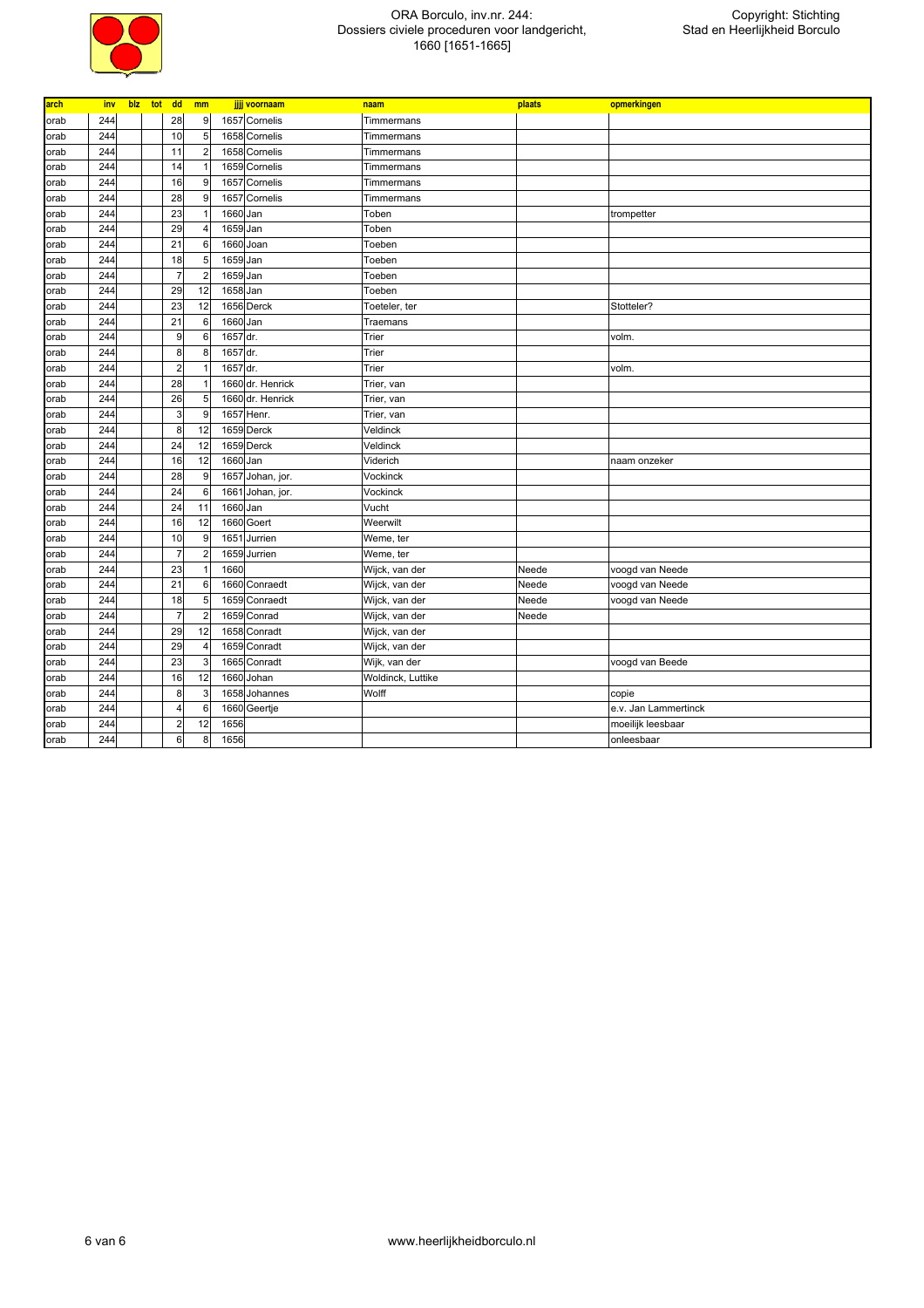| arch | inv | blz | tot | dd | mm | jjjj | voornaam | naam | plaats | opmerkingen |
|---|---|---|---|---|---|---|---|---|---|---|
| orab | 244 | | | 28 | 9 | 1657 | Cornelis | Timmermans | | |
| orab | 244 | | | 10 | 5 | 1658 | Cornelis | Timmermans | | |
| orab | 244 | | | 11 | 2 | 1658 | Cornelis | Timmermans | | |
| orab | 244 | | | 14 | 1 | 1659 | Cornelis | Timmermans | | |
| orab | 244 | | | 16 | 9 | 1657 | Cornelis | Timmermans | | |
| orab | 244 | | | 28 | 9 | 1657 | Cornelis | Timmermans | | |
| orab | 244 | | | 23 | 1 | 1660 | Jan | Toben | | trompetter |
| orab | 244 | | | 29 | 4 | 1659 | Jan | Toben | | |
| orab | 244 | | | 21 | 6 | 1660 | Joan | Toeben | | |
| orab | 244 | | | 18 | 5 | 1659 | Jan | Toeben | | |
| orab | 244 | | | 7 | 2 | 1659 | Jan | Toeben | | |
| orab | 244 | | | 29 | 12 | 1658 | Jan | Toeben | | |
| orab | 244 | | | 23 | 12 | 1656 | Derck | Toeteler, ter | | Stotteler? |
| orab | 244 | | | 21 | 6 | 1660 | Jan | Traemans | | |
| orab | 244 | | | 9 | 6 | 1657 | dr. | Trier | | volm. |
| orab | 244 | | | 8 | 8 | 1657 | dr. | Trier | | |
| orab | 244 | | | 2 | 1 | 1657 | dr. | Trier | | volm. |
| orab | 244 | | | 28 | 1 | 1660 | dr. Henrick | Trier, van | | |
| orab | 244 | | | 26 | 5 | 1660 | dr. Henrick | Trier, van | | |
| orab | 244 | | | 3 | 9 | 1657 | Henr. | Trier, van | | |
| orab | 244 | | | 8 | 12 | 1659 | Derck | Veldinck | | |
| orab | 244 | | | 24 | 12 | 1659 | Derck | Veldinck | | |
| orab | 244 | | | 16 | 12 | 1660 | Jan | Viderich | | naam onzeker |
| orab | 244 | | | 28 | 9 | 1657 | Johan, jor. | Vockinck | | |
| orab | 244 | | | 24 | 6 | 1661 | Johan, jor. | Vockinck | | |
| orab | 244 | | | 24 | 11 | 1660 | Jan | Vucht | | |
| orab | 244 | | | 16 | 12 | 1660 | Goert | Weerwilt | | |
| orab | 244 | | | 10 | 9 | 1651 | Jurrien | Weme, ter | | |
| orab | 244 | | | 7 | 2 | 1659 | Jurrien | Weme, ter | | |
| orab | 244 | | | 23 | 1 | 1660 | | Wijck, van der | Neede | voogd van Neede |
| orab | 244 | | | 21 | 6 | 1660 | Conraedt | Wijck, van der | Neede | voogd van Neede |
| orab | 244 | | | 18 | 5 | 1659 | Conraedt | Wijck, van der | Neede | voogd van Neede |
| orab | 244 | | | 7 | 2 | 1659 | Conrad | Wijck, van der | Neede | |
| orab | 244 | | | 29 | 12 | 1658 | Conradt | Wijck, van der | | |
| orab | 244 | | | 29 | 4 | 1659 | Conradt | Wijck, van der | | |
| orab | 244 | | | 23 | 3 | 1665 | Conradt | Wijk, van der | | voogd van Beede |
| orab | 244 | | | 16 | 12 | 1660 | Johan | Woldinck, Luttike | | |
| orab | 244 | | | 8 | 3 | 1658 | Johannes | Wolff | | copie |
| orab | 244 | | | 4 | 6 | 1660 | Geertje | | | e.v. Jan Lammertinck |
| orab | 244 | | | 2 | 12 | 1656 | | | | moeilijk leesbaar |
| orab | 244 | | | 6 | 8 | 1656 | | | | onleesbaar |